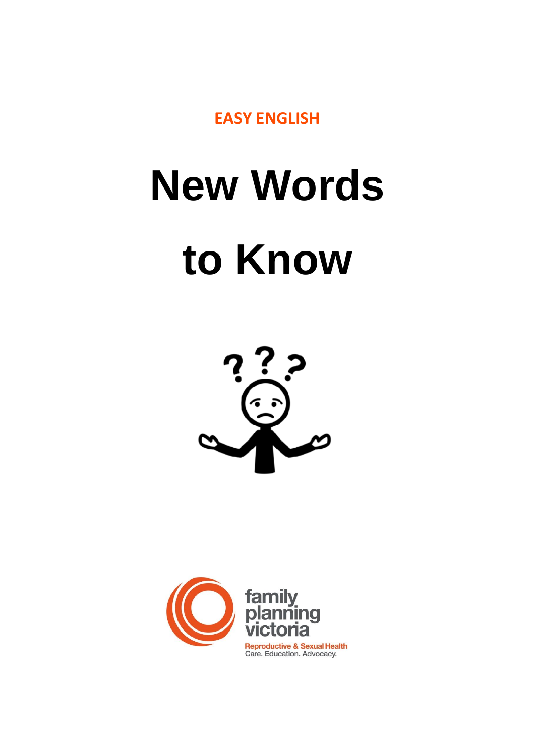EASY ENGLISH

# New Words to Know

family planning victoria

Reproductive & Sexual Health

Care. Education. Advocacy.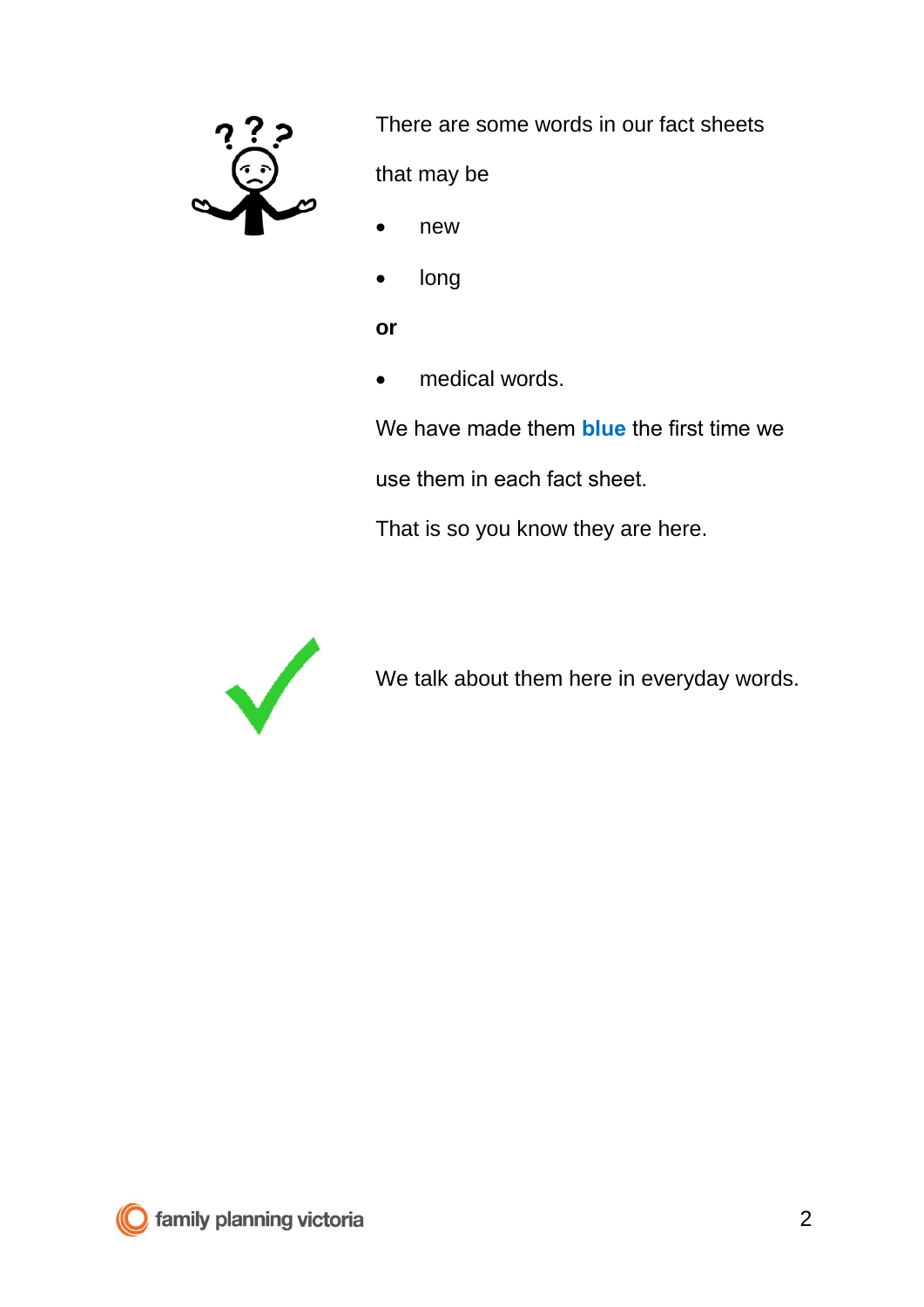There are some words in our fact sheets that may be

- new
- long

**or**

- medical words.

We have made them **blue** the first time we use them in each fact sheet.

That is so you know they are here.

We talk about them here in everyday words.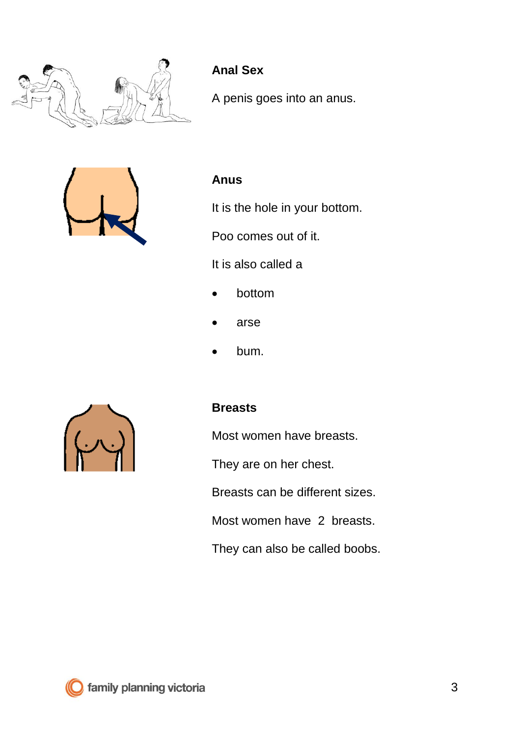**Anal Sex**

A penis goes into an anus.

**Anus**

It is the hole in your bottom.

Poo comes out of it.

It is also called a

- bottom
- arse
- bum.

**Breasts**

Most women have breasts.

They are on her chest.

Breasts can be different sizes.

Most women have 2 breasts.

They can also be called boobs.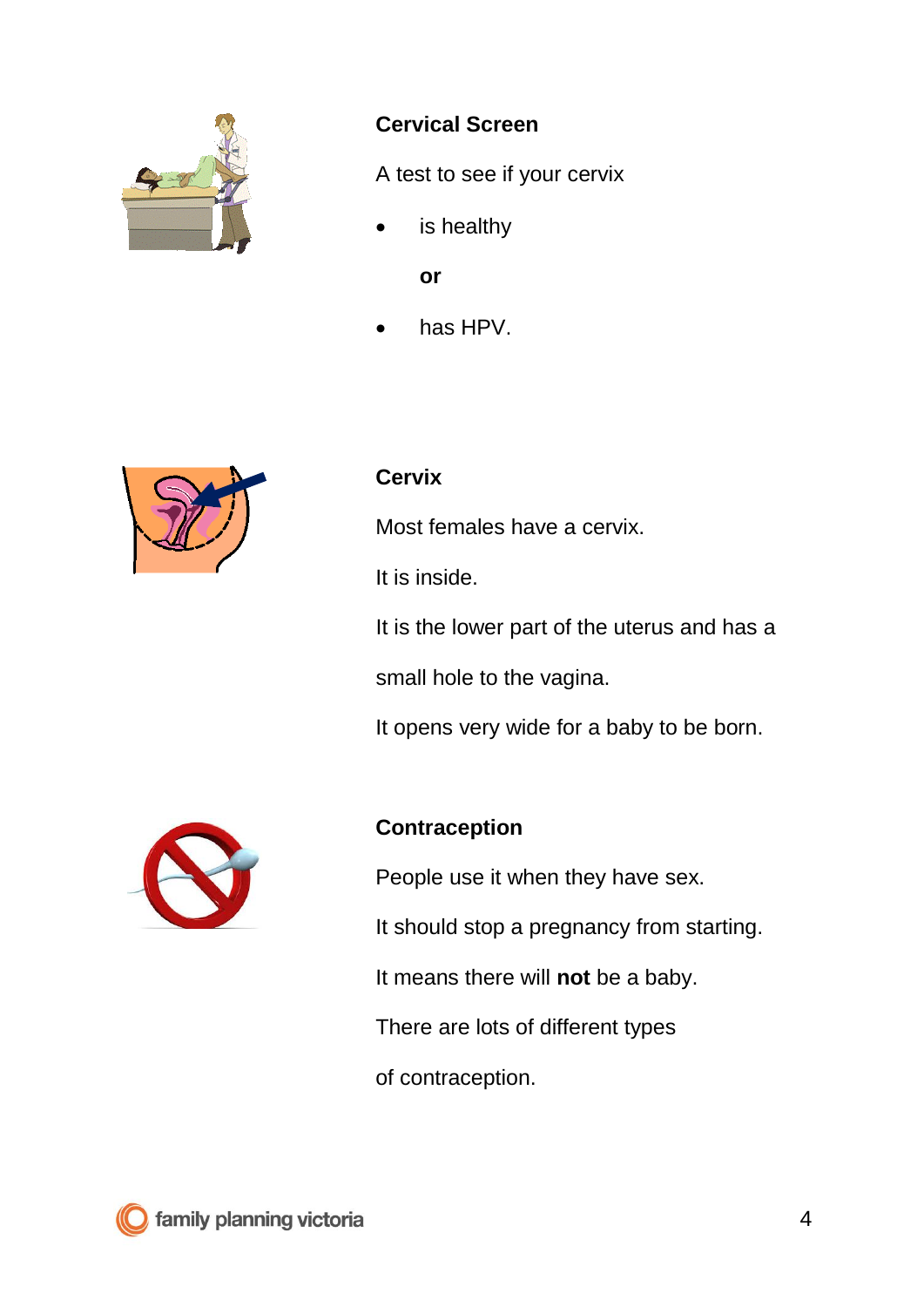**Cervical Screen**

A test to see if your cervix

- is healthy

  **or**

- has HPV.

**Cervix**

Most females have a cervix.

It is inside.

It is the lower part of the uterus and has a small hole to the vagina.

It opens very wide for a baby to be born.

**Contraception**

People use it when they have sex.

It should stop a pregnancy from starting.

It means there will **not** be a baby.

There are lots of different types of contraception.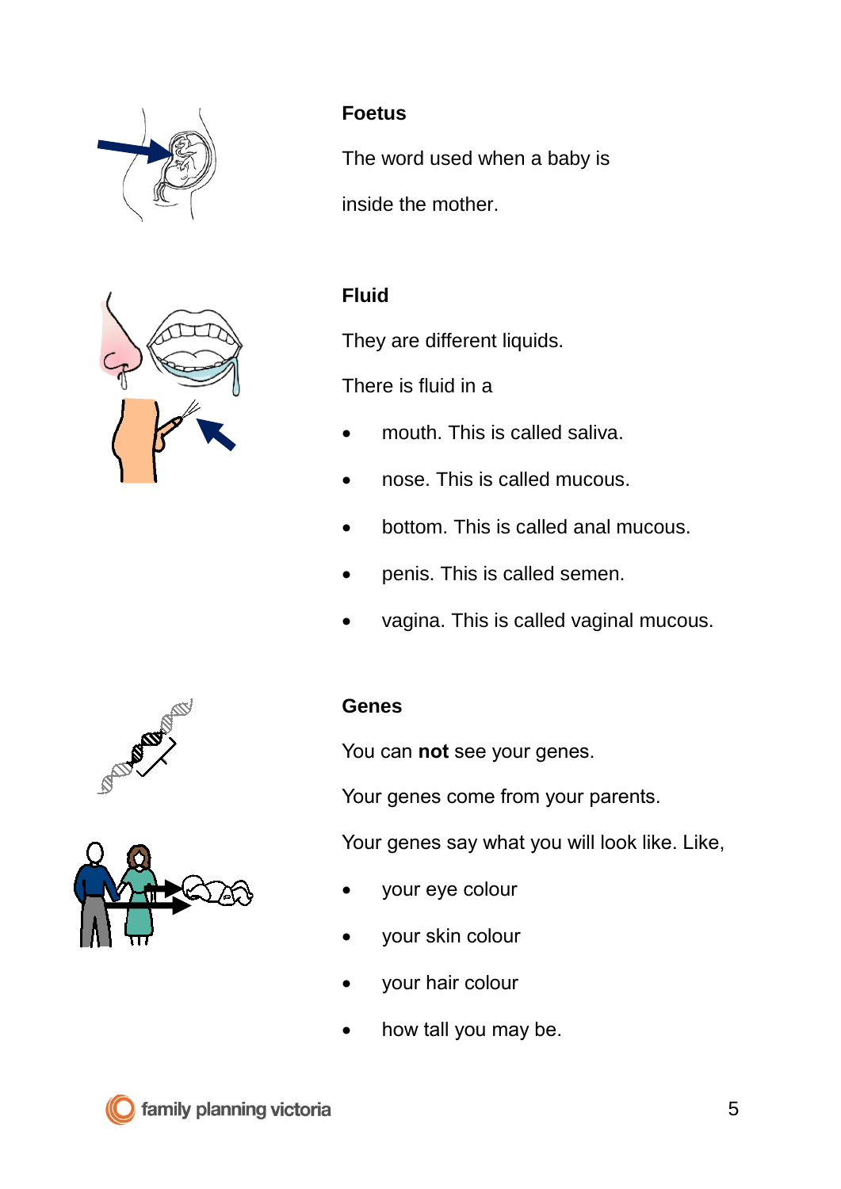**Foetus**

The word used when a baby is

inside the mother.

**Fluid**

They are different liquids.

There is fluid in a

- mouth. This is called saliva.
- nose. This is called mucous.
- bottom. This is called anal mucous.
- penis. This is called semen.
- vagina. This is called vaginal mucous.

**Genes**

You can **not** see your genes.

Your genes come from your parents.

Your genes say what you will look like. Like,

- your eye colour
- your skin colour
- your hair colour
- how tall you may be.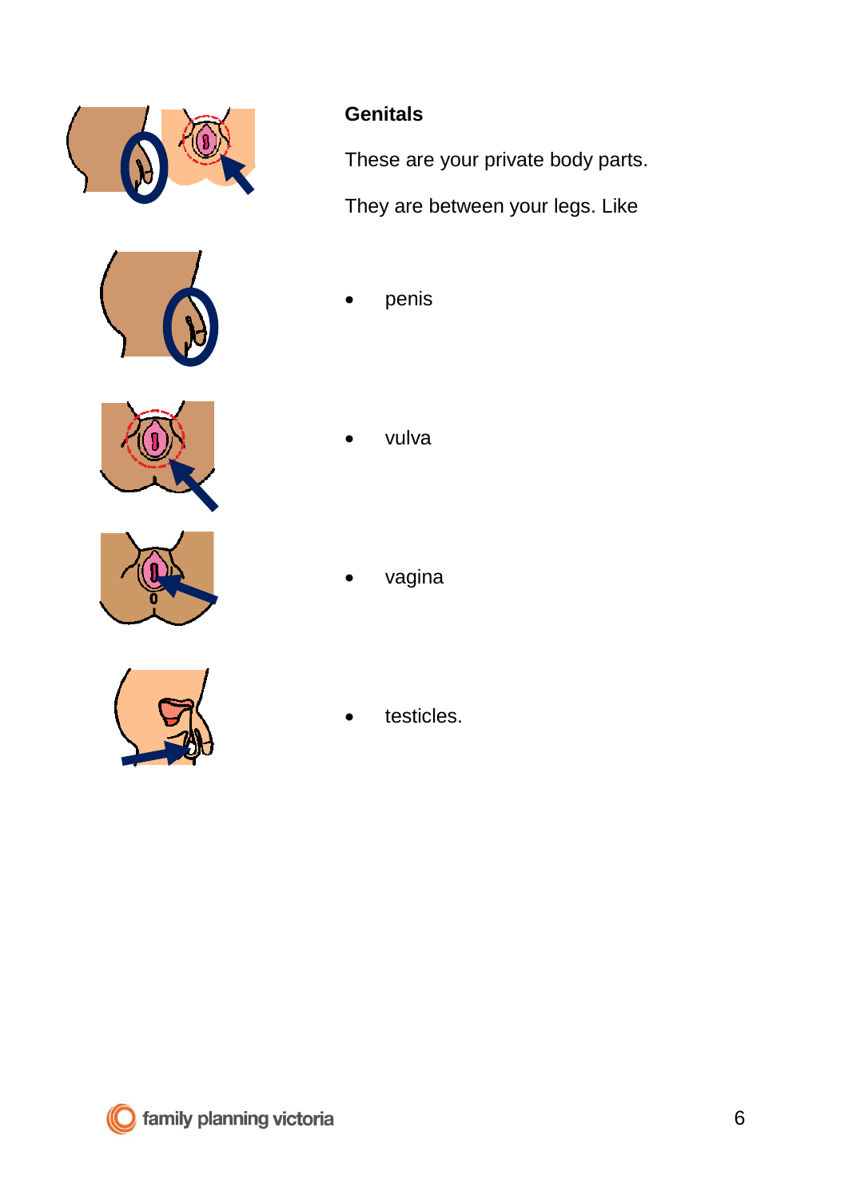**Genitals**

These are your private body parts.

They are between your legs. Like

- penis
- vulva
- vagina
- testicles.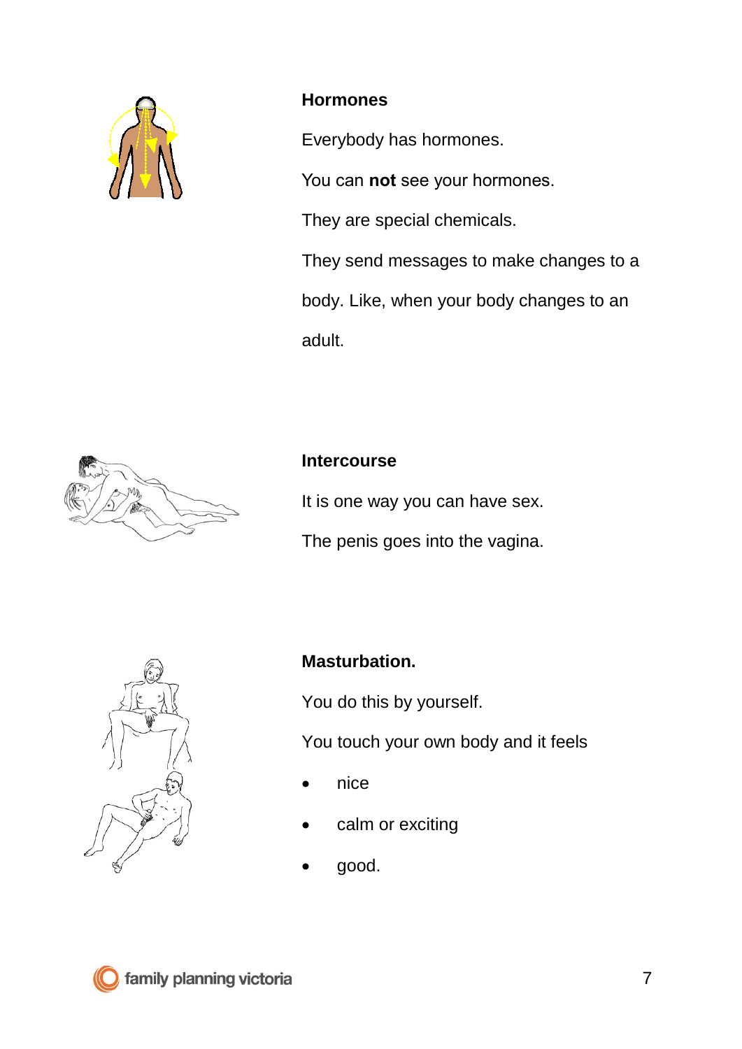## Hormones

Everybody has hormones.

You can **not** see your hormones.

They are special chemicals.

They send messages to make changes to a body. Like, when your body changes to an adult.

## Intercourse

It is one way you can have sex.

The penis goes into the vagina.

## Masturbation.

You do this by yourself.

You touch your own body and it feels

- nice
- calm or exciting
- good.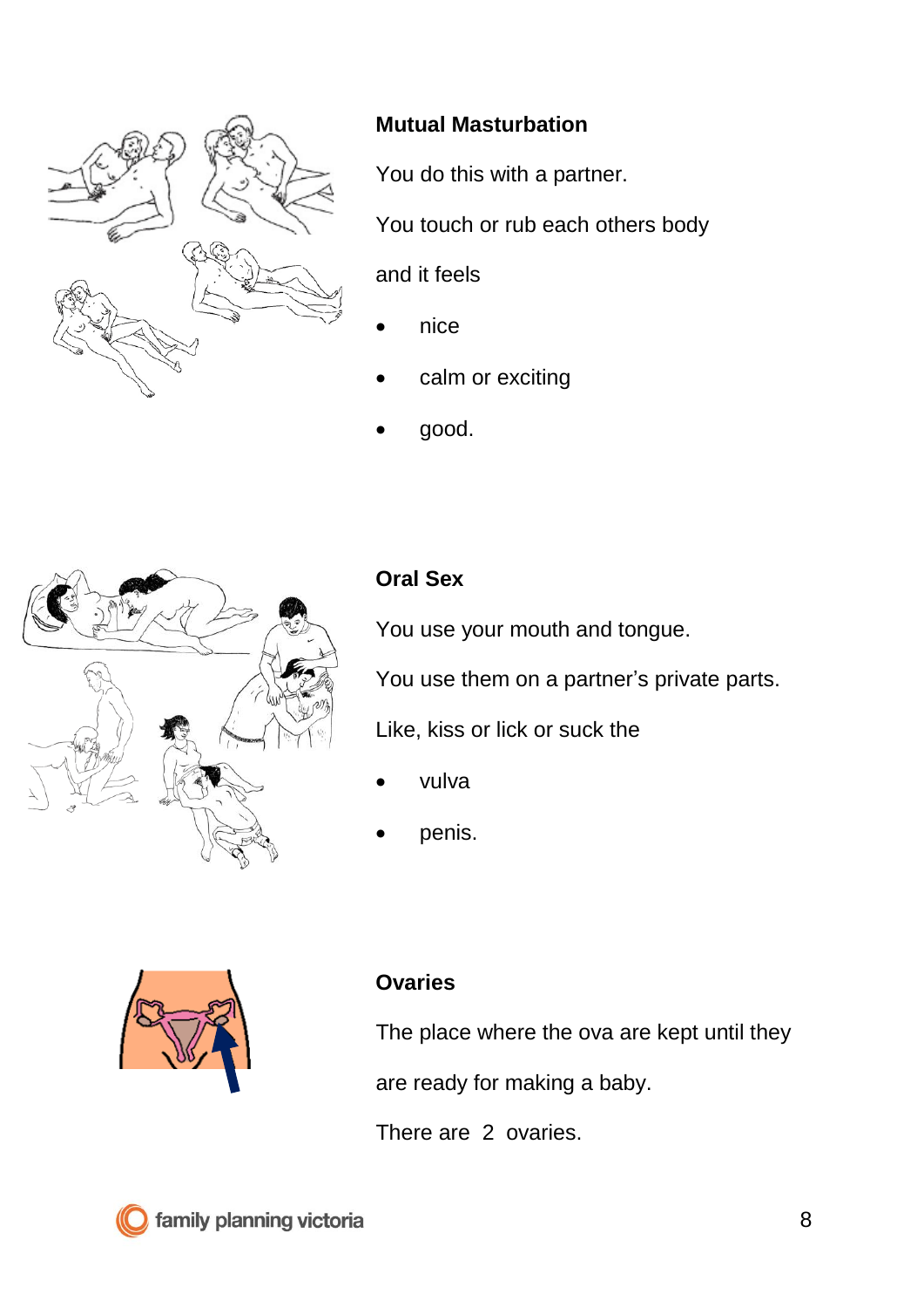**Mutual Masturbation**

You do this with a partner.

You touch or rub each others body

and it feels

- nice
- calm or exciting
- good.

**Oral Sex**

You use your mouth and tongue.

You use them on a partner's private parts.

Like, kiss or lick or suck the

- vulva
- penis.

**Ovaries**

The place where the ova are kept until they

are ready for making a baby.

There are 2 ovaries.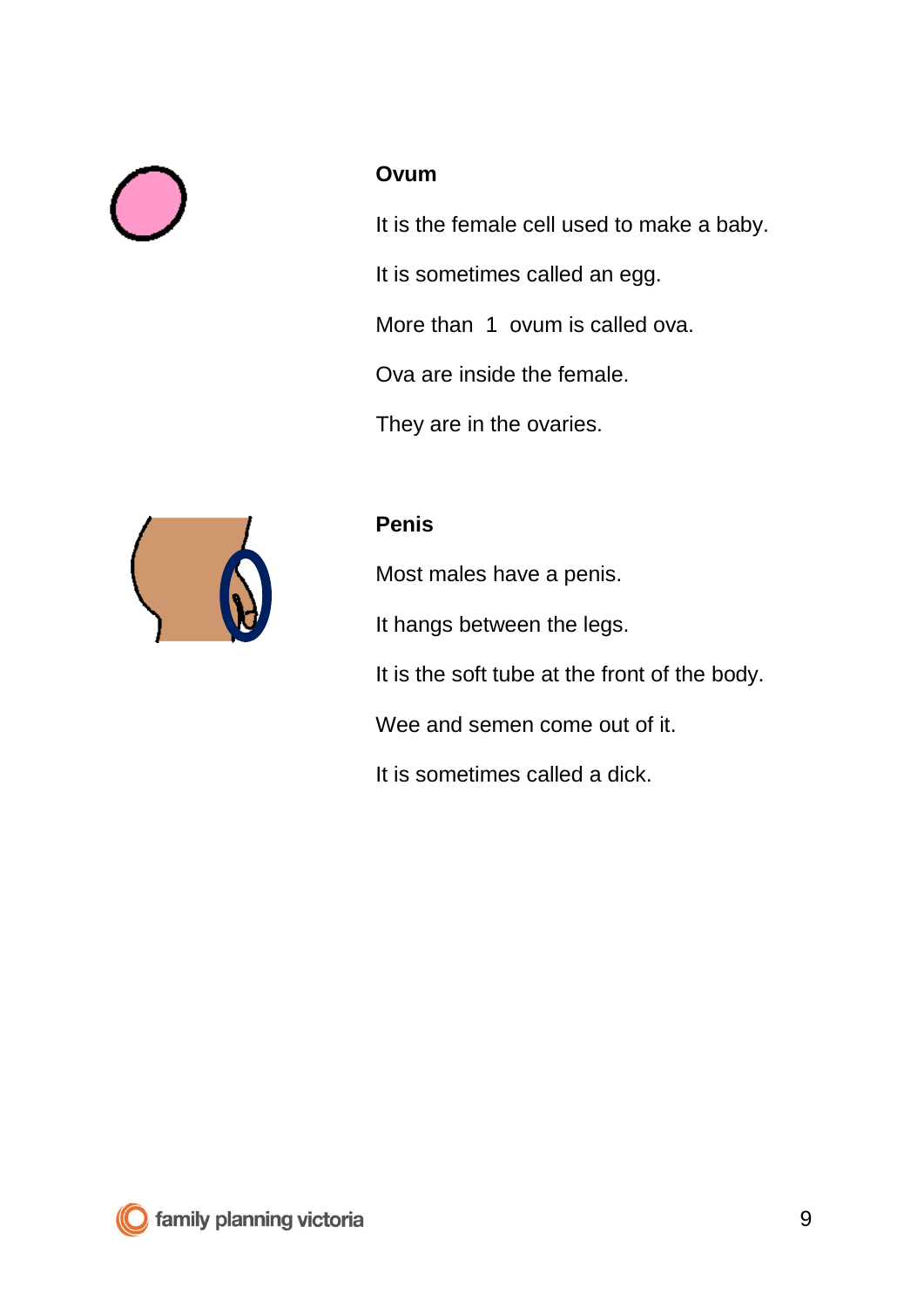**Ovum**

It is the female cell used to make a baby.

It is sometimes called an egg.

More than 1 ovum is called ova.

Ova are inside the female.

They are in the ovaries.

**Penis**

Most males have a penis.

It hangs between the legs.

It is the soft tube at the front of the body.

Wee and semen come out of it.

It is sometimes called a dick.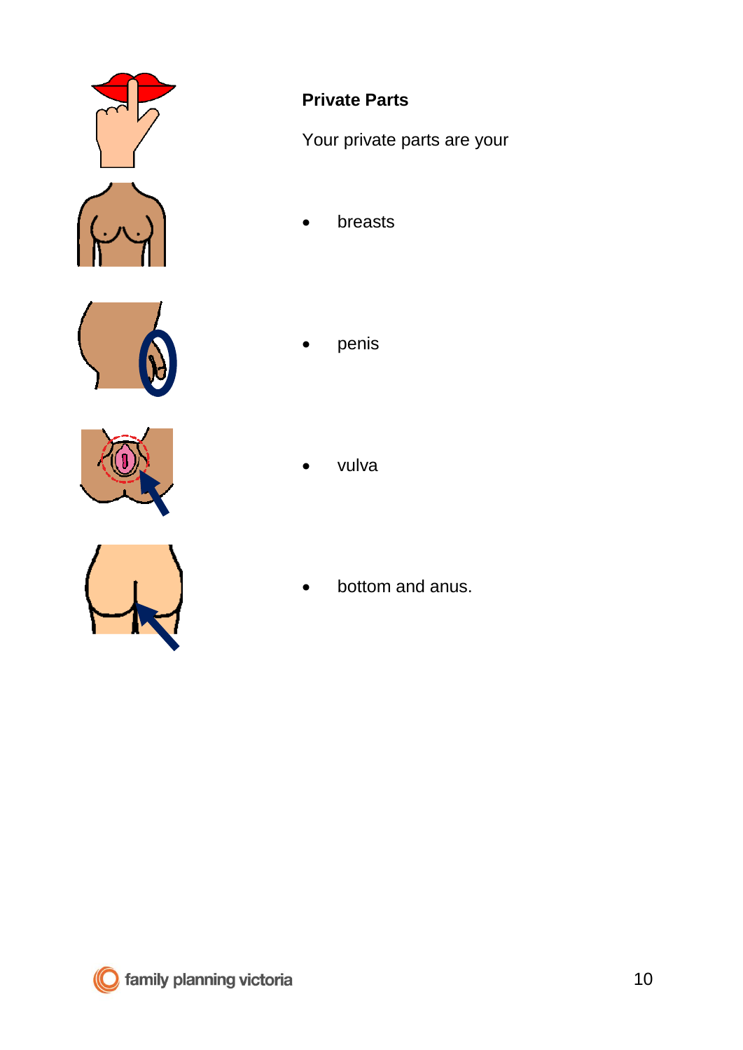**Private Parts**

Your private parts are your

- breasts
- penis
- vulva
- bottom and anus.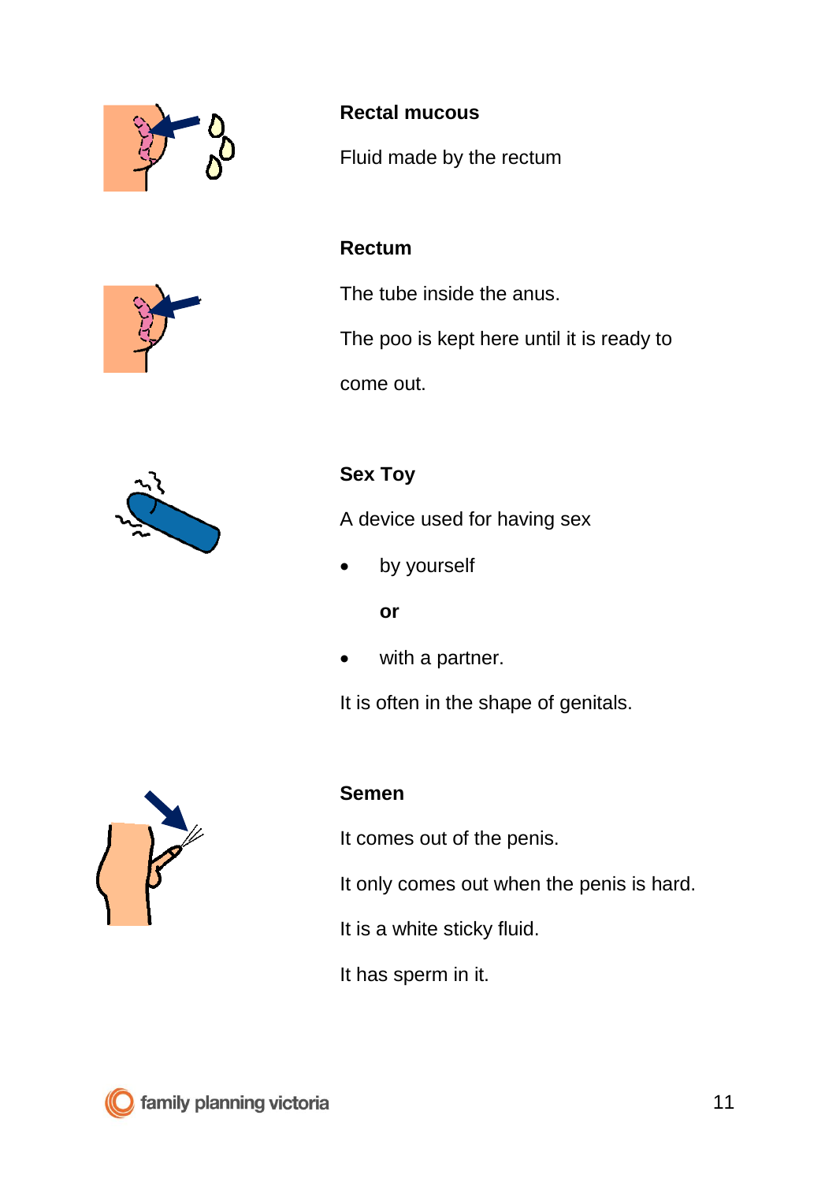**Rectal mucous**

Fluid made by the rectum

**Rectum**

The tube inside the anus.

The poo is kept here until it is ready to come out.

**Sex Toy**

A device used for having sex

- by yourself

  **or**

- with a partner.

It is often in the shape of genitals.

**Semen**

It comes out of the penis.

It only comes out when the penis is hard.

It is a white sticky fluid.

It has sperm in it.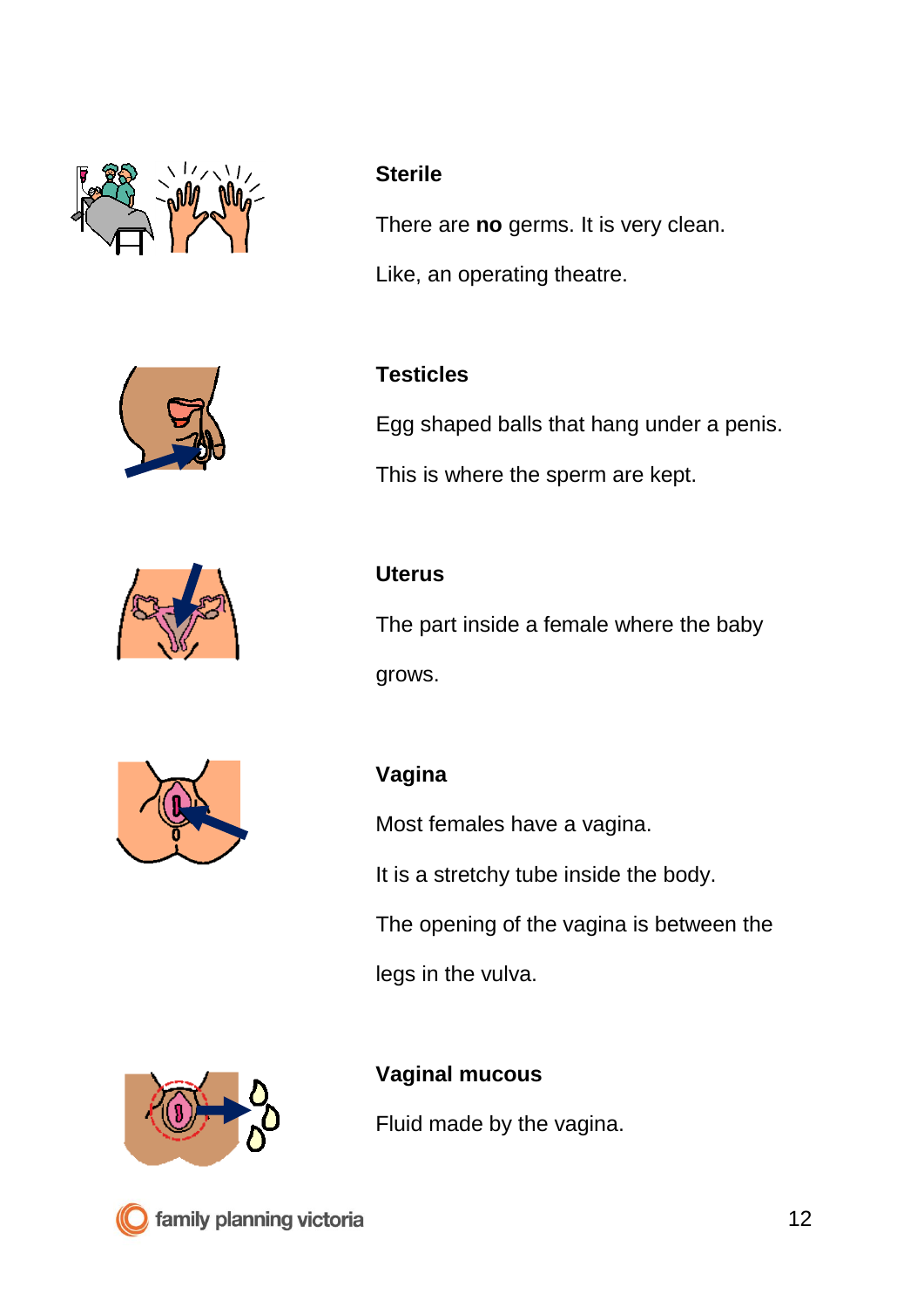**Sterile**

There are **no** germs. It is very clean.

Like, an operating theatre.

**Testicles**

Egg shaped balls that hang under a penis.

This is where the sperm are kept.

**Uterus**

The part inside a female where the baby grows.

**Vagina**

Most females have a vagina.

It is a stretchy tube inside the body.

The opening of the vagina is between the legs in the vulva.

**Vaginal mucous**

Fluid made by the vagina.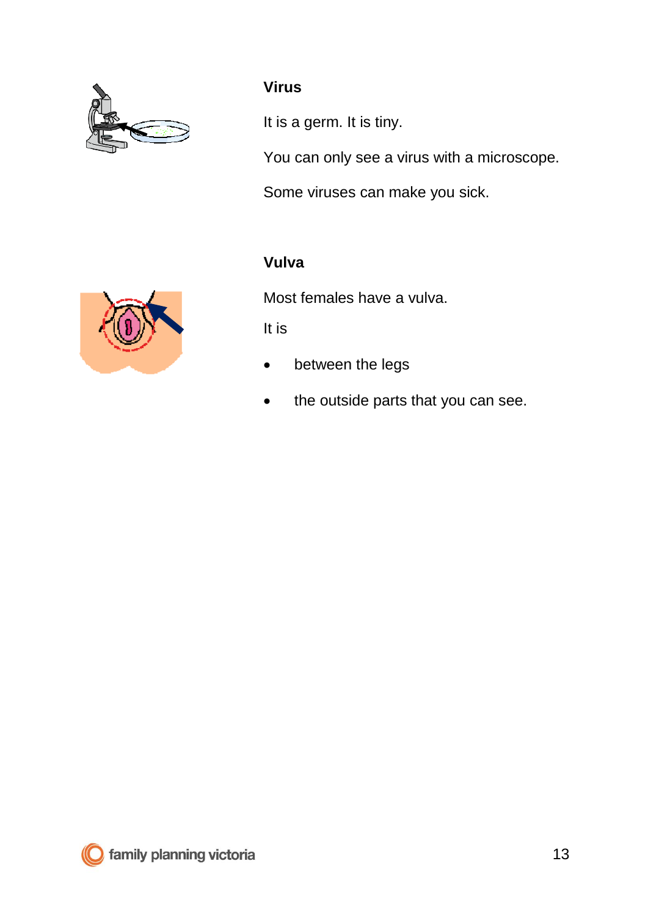**Virus**

It is a germ. It is tiny.

You can only see a virus with a microscope.

Some viruses can make you sick.

**Vulva**

Most females have a vulva.

It is

- between the legs
- the outside parts that you can see.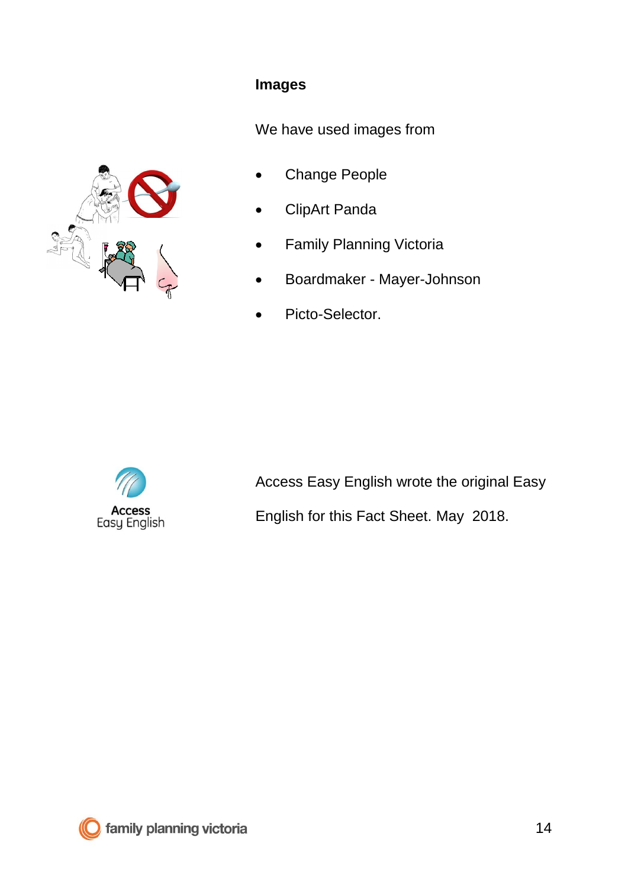## Images

We have used images from

- Change People
- ClipArt Panda
- Family Planning Victoria
- Boardmaker - Mayer-Johnson
- Picto-Selector.

Access Easy English wrote the original Easy English for this Fact Sheet. May 2018.